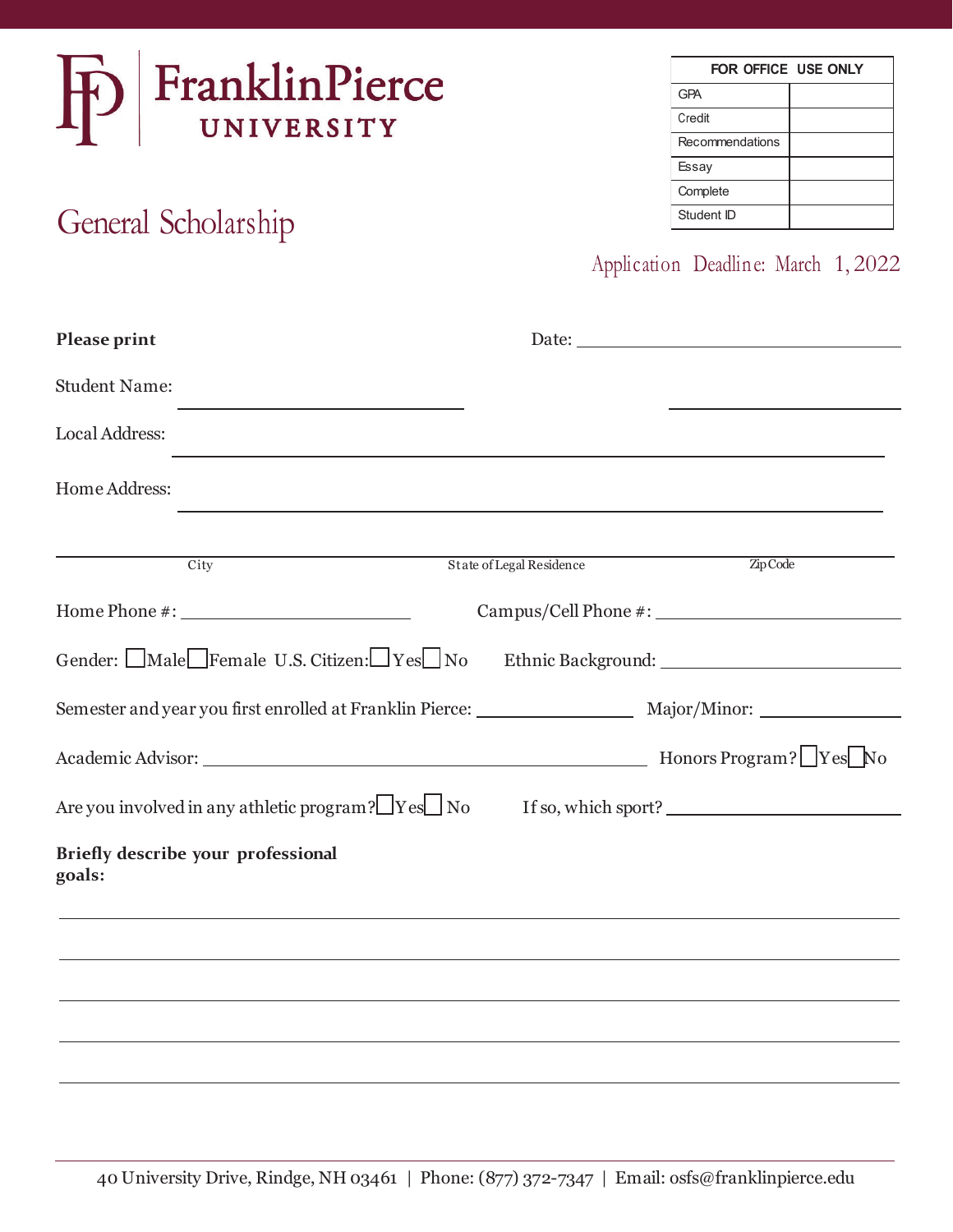FranklinPierce UNIVERSITY

| FOR OFFICE USE ONLY | |
|---|---|
| GPA | |
| Credit | |
| Recommendations | |
| Essay | |
| Complete | |
| Student ID | |

# General Scholarship

Application Deadline: March 1, 2022

**Please print** Date: ______________________

Student Name: ______________________ ______________________

Local Address: ______________________________________________

Home Address: ______________________________________________

______________________________________________
City State of Legal Residence Zip Code

Home Phone #: ______________________ Campus/Cell Phone #: ______________________

Gender: ☐ Male ☐ Female U.S. Citizen: ☐ Yes ☐ No Ethnic Background: ______________________

Semester and year you first enrolled at Franklin Pierce: ______________ Major/Minor: ______________

Academic Advisor: ______________________________________ Honors Program? ☐ Yes ☐ No

Are you involved in any athletic program? ☐ Yes ☐ No If so, which sport? ______________________

**Briefly describe your professional goals:**

______________________________________________

______________________________________________

______________________________________________

______________________________________________

______________________________________________

40 University Drive, Rindge, NH 03461 | Phone: (877) 372-7347 | Email: osfs@franklinpierce.edu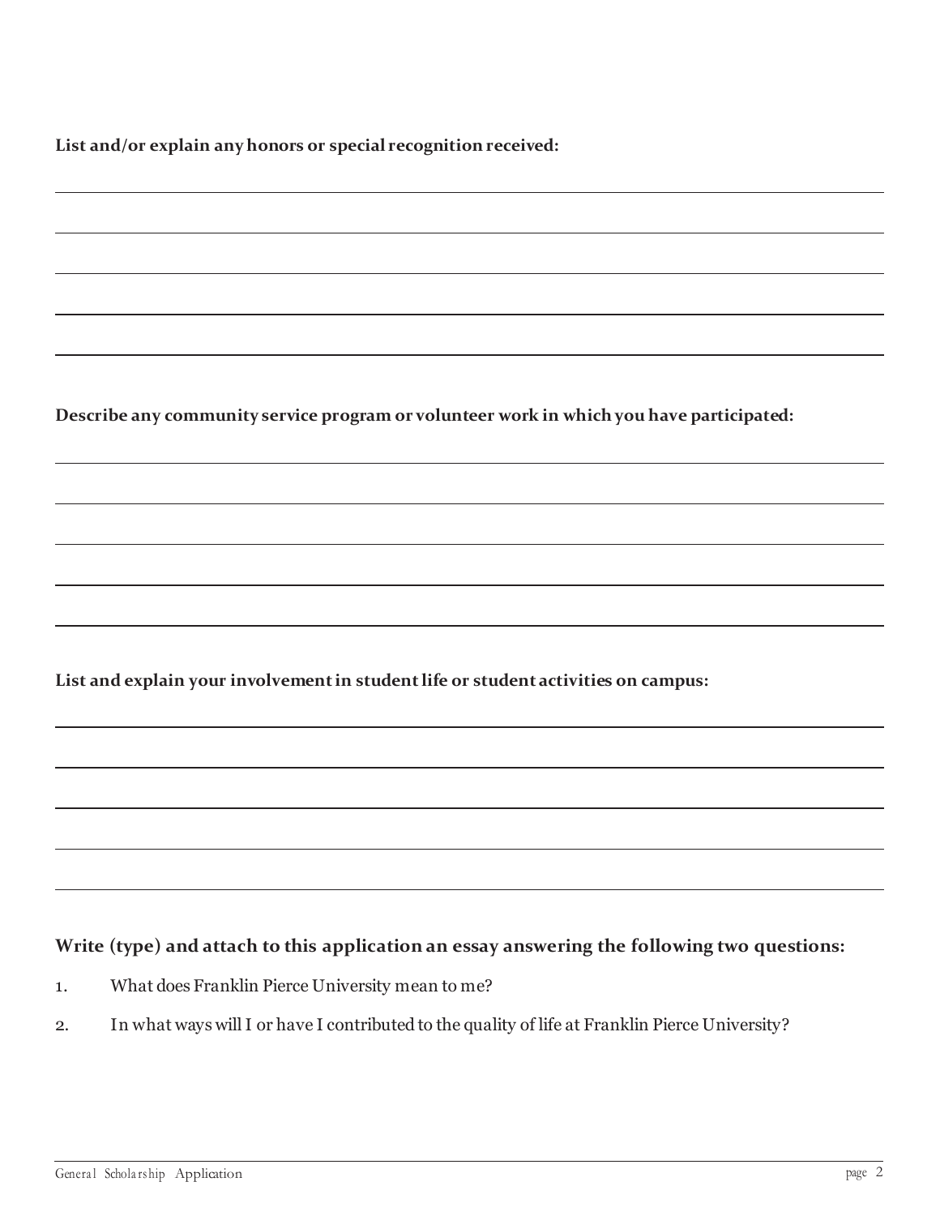**List and/or explain any honors or special recognition received:**

______________________________________________________________________

______________________________________________________________________

______________________________________________________________________

______________________________________________________________________

______________________________________________________________________

**Describe any community service program or volunteer work in which you have participated:**

______________________________________________________________________

______________________________________________________________________

______________________________________________________________________

______________________________________________________________________

______________________________________________________________________

**List and explain your involvement in student life or student activities on campus:**

______________________________________________________________________

______________________________________________________________________

______________________________________________________________________

______________________________________________________________________

______________________________________________________________________

**Write (type) and attach to this application an essay answering the following two questions:**

1. What does Franklin Pierce University mean to me?
2. In what ways will I or have I contributed to the quality of life at Franklin Pierce University?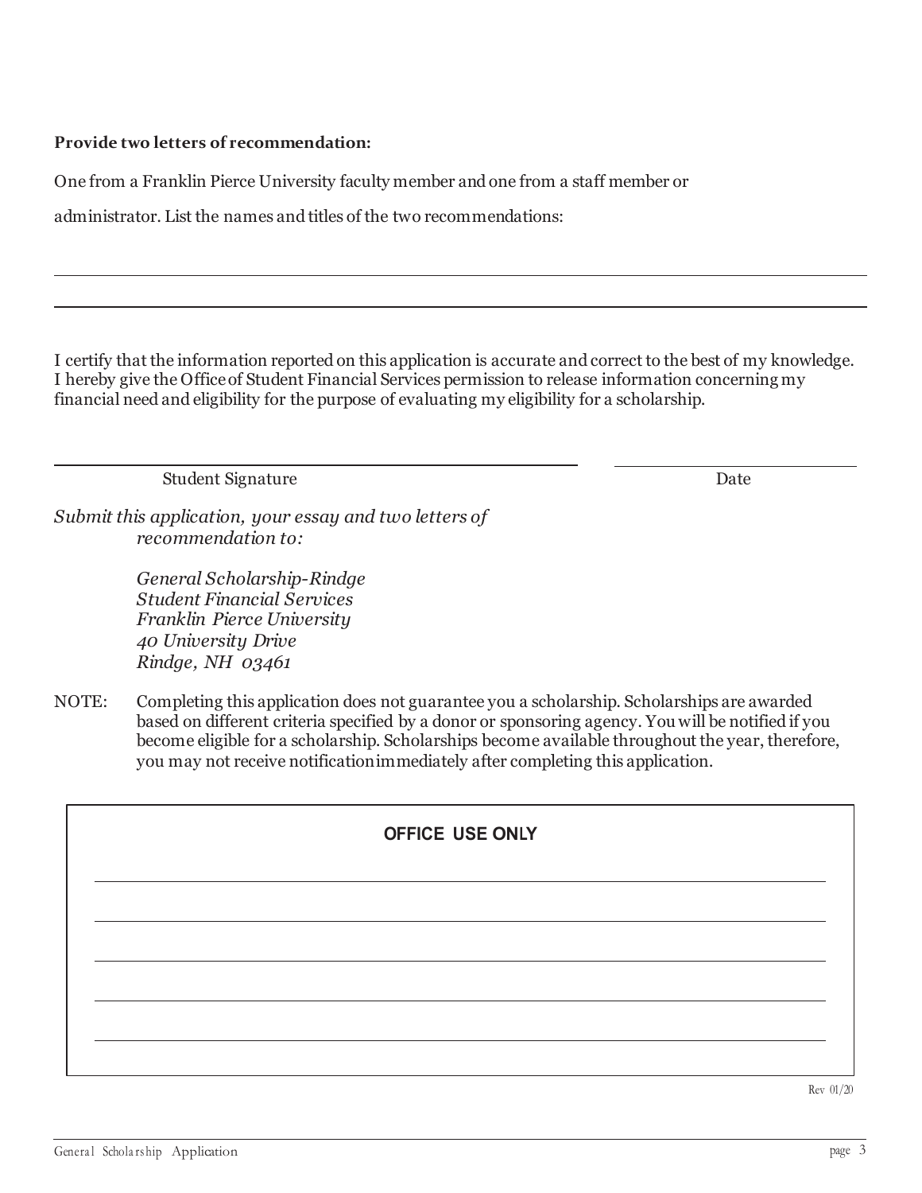**Provide two letters of recommendation:**

One from a Franklin Pierce University faculty member and one from a staff member or administrator. List the names and titles of the two recommendations:

\_\_\_\_\_\_\_\_\_\_\_\_\_\_\_\_\_\_\_\_\_\_\_\_\_\_\_\_\_\_\_\_\_\_\_\_\_\_\_\_\_\_\_\_\_\_\_\_\_\_\_\_\_\_\_\_\_\_\_\_

\_\_\_\_\_\_\_\_\_\_\_\_\_\_\_\_\_\_\_\_\_\_\_\_\_\_\_\_\_\_\_\_\_\_\_\_\_\_\_\_\_\_\_\_\_\_\_\_\_\_\_\_\_\_\_\_\_\_\_\_

I certify that the information reported on this application is accurate and correct to the best of my knowledge. I hereby give the Office of Student Financial Services permission to release information concerning my financial need and eligibility for the purpose of evaluating my eligibility for a scholarship.

\_\_\_\_\_\_\_\_\_\_\_\_\_\_\_\_\_\_\_\_\_\_\_\_\_\_\_\_\_\_\_\_\_\_\_\_\_\_\_\_ \_\_\_\_\_\_\_\_\_\_\_\_\_\_\_\_\_\_\_\_

Student Signature Date

*Submit this application, your essay and two letters of recommendation to:*

*General Scholarship-Rindge*
*Student Financial Services*
*Franklin Pierce University*
*40 University Drive*
*Rindge, NH 03461*

NOTE: Completing this application does not guarantee you a scholarship. Scholarships are awarded based on different criteria specified by a donor or sponsoring agency. You will be notified if you become eligible for a scholarship. Scholarships become available throughout the year, therefore, you may not receive notification immediately after completing this application.

**OFFICE USE ONLY**

\_\_\_\_\_\_\_\_\_\_\_\_\_\_\_\_\_\_\_\_\_\_\_\_\_\_\_\_\_\_\_\_\_\_\_\_\_\_\_\_\_\_\_\_\_\_\_\_\_\_\_\_\_\_\_\_\_\_\_\_

\_\_\_\_\_\_\_\_\_\_\_\_\_\_\_\_\_\_\_\_\_\_\_\_\_\_\_\_\_\_\_\_\_\_\_\_\_\_\_\_\_\_\_\_\_\_\_\_\_\_\_\_\_\_\_\_\_\_\_\_

\_\_\_\_\_\_\_\_\_\_\_\_\_\_\_\_\_\_\_\_\_\_\_\_\_\_\_\_\_\_\_\_\_\_\_\_\_\_\_\_\_\_\_\_\_\_\_\_\_\_\_\_\_\_\_\_\_\_\_\_

\_\_\_\_\_\_\_\_\_\_\_\_\_\_\_\_\_\_\_\_\_\_\_\_\_\_\_\_\_\_\_\_\_\_\_\_\_\_\_\_\_\_\_\_\_\_\_\_\_\_\_\_\_\_\_\_\_\_\_\_

\_\_\_\_\_\_\_\_\_\_\_\_\_\_\_\_\_\_\_\_\_\_\_\_\_\_\_\_\_\_\_\_\_\_\_\_\_\_\_\_\_\_\_\_\_\_\_\_\_\_\_\_\_\_\_\_\_\_\_\_

Rev 01/20